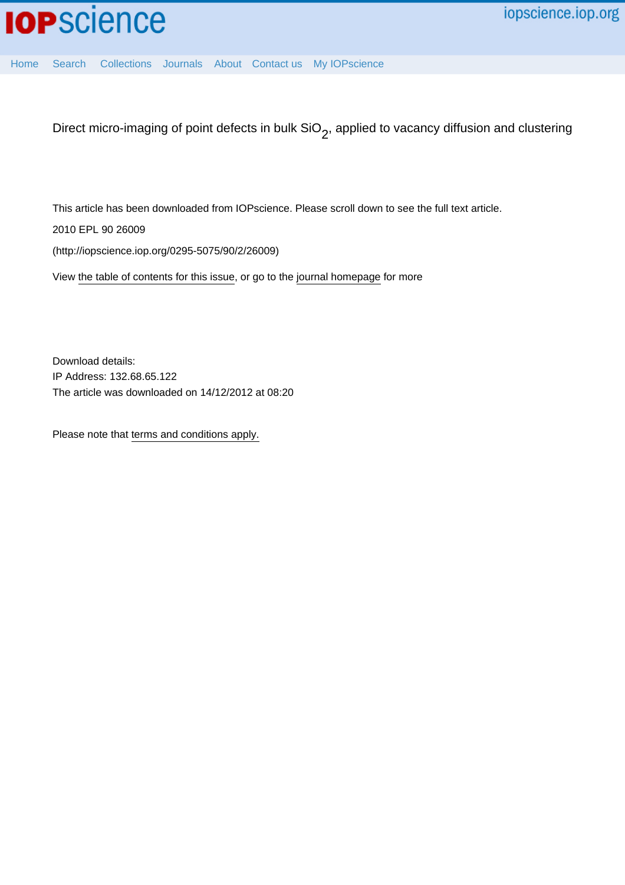Direct micro-imaging of point defects in bulk $SiO_2$, applied to vacancy diffusion and clustering

This article has been downloaded from IOPscience. Please scroll down to see the full text article.

2010 EPL 90 26009

(http://iopscience.iop.org/0295-5075/90/2/26009)

View the table of contents for this issue, or go to the journal homepage for more

Download details:
IP Address: 132.68.65.122
The article was downloaded on 14/12/2012 at 08:20

Please note that terms and conditions apply.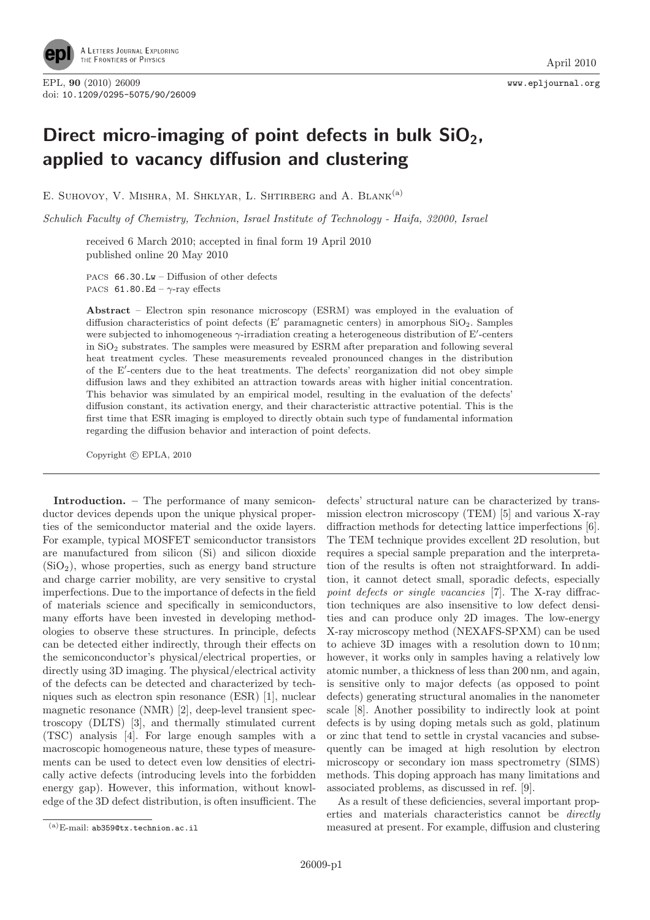# Direct micro-imaging of point defects in bulk $SiO_2$, applied to vacancy diffusion and clustering

E. Suhovoy, V. Mishra, M. Shklyar, L. Shtirberg and A. Blank[(a)]

*Schulich Faculty of Chemistry, Technion, Israel Institute of Technology - Haifa, 32000, Israel*

received 6 March 2010; accepted in final form 19 April 2010
published online 20 May 2010

PACS 66.30.Lw – Diffusion of other defects
PACS 61.80.Ed – $\gamma$-ray effects

**Abstract** – Electron spin resonance microscopy (ESRM) was employed in the evaluation of diffusion characteristics of point defects (E′ paramagnetic centers) in amorphous $SiO_2$. Samples were subjected to inhomogeneous $\gamma$-irradiation creating a heterogeneous distribution of E′-centers in $SiO_2$ substrates. The samples were measured by ESRM after preparation and following several heat treatment cycles. These measurements revealed pronounced changes in the distribution of the E′-centers due to the heat treatments. The defects' reorganization did not obey simple diffusion laws and they exhibited an attraction towards areas with higher initial concentration. This behavior was simulated by an empirical model, resulting in the evaluation of the defects' diffusion constant, its activation energy, and their characteristic attractive potential. This is the first time that ESR imaging is employed to directly obtain such type of fundamental information regarding the diffusion behavior and interaction of point defects.

Copyright © EPLA, 2010

**Introduction.** – The performance of many semiconductor devices depends upon the unique physical properties of the semiconductor material and the oxide layers. For example, typical MOSFET semiconductor transistors are manufactured from silicon (Si) and silicon dioxide ($SiO_2$), whose properties, such as energy band structure and charge carrier mobility, are very sensitive to crystal imperfections. Due to the importance of defects in the field of materials science and specifically in semiconductors, many efforts have been invested in developing methodologies to observe these structures. In principle, defects can be detected either indirectly, through their effects on the semiconductor's physical/electrical properties, or directly using 3D imaging. The physical/electrical activity of the defects can be detected and characterized by techniques such as electron spin resonance (ESR) [1], nuclear magnetic resonance (NMR) [2], deep-level transient spectroscopy (DLTS) [3], and thermally stimulated current (TSC) analysis [4]. For large enough samples with a macroscopic homogeneous nature, these types of measurements can be used to detect even low densities of electrically active defects (introducing levels into the forbidden energy gap). However, this information, without knowledge of the 3D defect distribution, is often insufficient. The defects' structural nature can be characterized by transmission electron microscopy (TEM) [5] and various X-ray diffraction methods for detecting lattice imperfections [6]. The TEM technique provides excellent 2D resolution, but requires a special sample preparation and the interpretation of the results is often not straightforward. In addition, it cannot detect small, sporadic defects, especially *point defects or single vacancies* [7]. The X-ray diffraction techniques are also insensitive to low defect densities and can produce only 2D images. The low-energy X-ray microscopy method (NEXAFS-SPXM) can be used to achieve 3D images with a resolution down to 10 nm; however, it works only in samples having a relatively low atomic number, a thickness of less than 200 nm, and again, is sensitive only to major defects (as opposed to point defects) generating structural anomalies in the nanometer scale [8]. Another possibility to indirectly look at point defects is by using doping metals such as gold, platinum or zinc that tend to settle in crystal vacancies and subsequently can be imaged at high resolution by electron microscopy or secondary ion mass spectrometry (SIMS) methods. This doping approach has many limitations and associated problems, as discussed in ref. [9].

As a result of these deficiencies, several important properties and materials characteristics cannot be *directly* measured at present. For example, diffusion and clustering

(a) E-mail: ab359@tx.technion.ac.il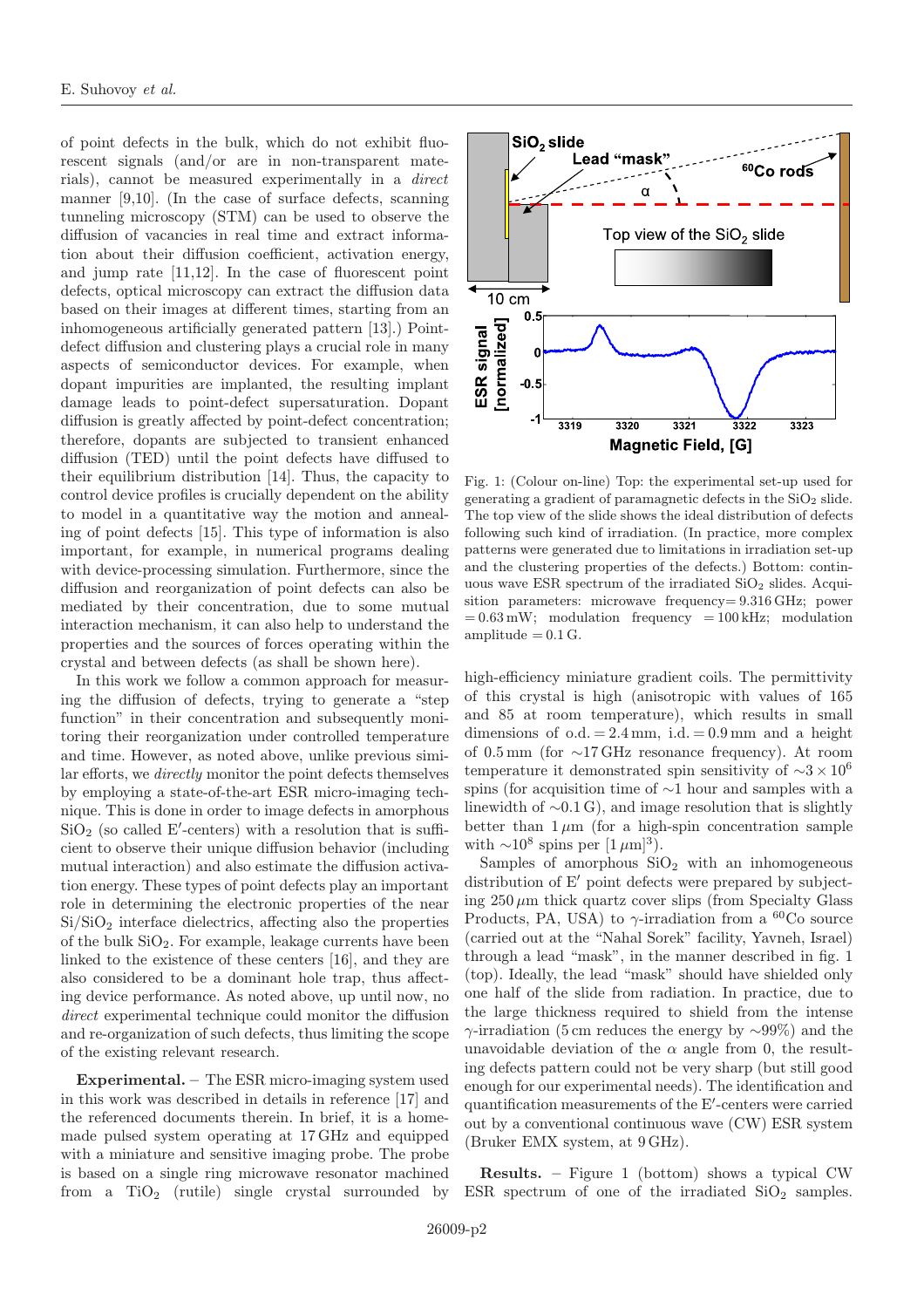of point defects in the bulk, which do not exhibit fluorescent signals (and/or are in non-transparent materials), cannot be measured experimentally in a *direct* manner [9,10]. (In the case of surface defects, scanning tunneling microscopy (STM) can be used to observe the diffusion of vacancies in real time and extract information about their diffusion coefficient, activation energy, and jump rate [11,12]. In the case of fluorescent point defects, optical microscopy can extract the diffusion data based on their images at different times, starting from an inhomogeneous artificially generated pattern [13].) Point-defect diffusion and clustering plays a crucial role in many aspects of semiconductor devices. For example, when dopant impurities are implanted, the resulting implant damage leads to point-defect supersaturation. Dopant diffusion is greatly affected by point-defect concentration; therefore, dopants are subjected to transient enhanced diffusion (TED) until the point defects have diffused to their equilibrium distribution [14]. Thus, the capacity to control device profiles is crucially dependent on the ability to model in a quantitative way the motion and annealing of point defects [15]. This type of information is also important, for example, in numerical programs dealing with device-processing simulation. Furthermore, since the diffusion and reorganization of point defects can also be mediated by their concentration, due to some mutual interaction mechanism, it can also help to understand the properties and the sources of forces operating within the crystal and between defects (as shall be shown here).

In this work we follow a common approach for measuring the diffusion of defects, trying to generate a "step function" in their concentration and subsequently monitoring their reorganization under controlled temperature and time. However, as noted above, unlike previous similar efforts, we *directly* monitor the point defects themselves by employing a state-of-the-art ESR micro-imaging technique. This is done in order to image defects in amorphous $SiO_2$ (so called E′-centers) with a resolution that is sufficient to observe their unique diffusion behavior (including mutual interaction) and also estimate the diffusion activation energy. These types of point defects play an important role in determining the electronic properties of the near $Si/SiO_2$ interface dielectrics, affecting also the properties of the bulk $SiO_2$. For example, leakage currents have been linked to the existence of these centers [16], and they are also considered to be a dominant hole trap, thus affecting device performance. As noted above, up until now, no *direct* experimental technique could monitor the diffusion and re-organization of such defects, thus limiting the scope of the existing relevant research.

**Experimental.** – The ESR micro-imaging system used in this work was described in details in reference [17] and the referenced documents therein. In brief, it is a home-made pulsed system operating at 17 GHz and equipped with a miniature and sensitive imaging probe. The probe is based on a single ring microwave resonator machined from a $TiO_2$ (rutile) single crystal surrounded by high-efficiency miniature gradient coils. The permittivity of this crystal is high (anisotropic with values of 165 and 85 at room temperature), which results in small dimensions of o.d. = 2.4 mm, i.d. = 0.9 mm and a height of 0.5 mm (for ∼17 GHz resonance frequency). At room temperature it demonstrated spin sensitivity of $\sim 3 \times 10^6$ spins (for acquisition time of ∼1 hour and samples with a linewidth of ∼0.1 G), and image resolution that is slightly better than 1 $\mu$m (for a high-spin concentration sample with $\sim 10^8$ spins per $[1\,\mu\text{m}]^3$).

Fig. 1: (Colour on-line) Top: the experimental set-up used for generating a gradient of paramagnetic defects in the $SiO_2$ slide. The top view of the slide shows the ideal distribution of defects following such kind of irradiation. (In practice, more complex patterns were generated due to limitations in irradiation set-up and the clustering properties of the defects.) Bottom: continuous wave ESR spectrum of the irradiated $SiO_2$ slides. Acquisition parameters: microwave frequency = 9.316 GHz; power = 0.63 mW; modulation frequency = 100 kHz; modulation amplitude = 0.1 G.

Samples of amorphous $SiO_2$ with an inhomogeneous distribution of E′ point defects were prepared by subjecting 250 $\mu$m thick quartz cover slips (from Specialty Glass Products, PA, USA) to $\gamma$-irradiation from a $^{60}$Co source (carried out at the "Nahal Sorek" facility, Yavneh, Israel) through a lead "mask", in the manner described in fig. 1 (top). Ideally, the lead "mask" should have shielded only one half of the slide from radiation. In practice, due to the large thickness required to shield from the intense $\gamma$-irradiation (5 cm reduces the energy by ∼99%) and the unavoidable deviation of the $\alpha$ angle from 0, the resulting defects pattern could not be very sharp (but still good enough for our experimental needs). The identification and quantification measurements of the E′-centers were carried out by a conventional continuous wave (CW) ESR system (Bruker EMX system, at 9 GHz).

**Results.** – Figure 1 (bottom) shows a typical CW ESR spectrum of one of the irradiated $SiO_2$ samples.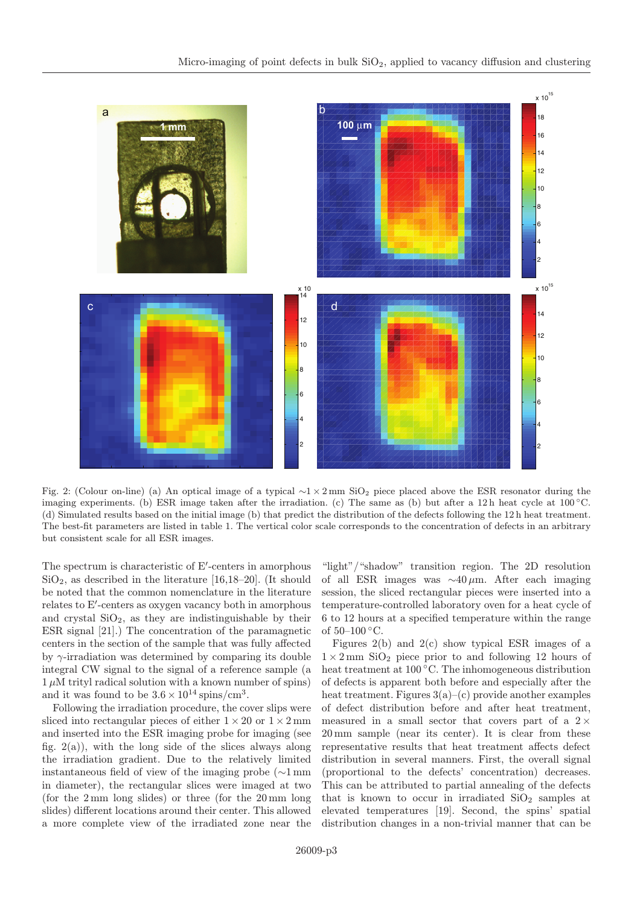Fig. 2: (Colour on-line) (a) An optical image of a typical $\sim 1 \times 2$ mm $SiO_2$ piece placed above the ESR resonator during the imaging experiments. (b) ESR image taken after the irradiation. (c) The same as (b) but after a 12 h heat cycle at 100 °C. (d) Simulated results based on the initial image (b) that predict the distribution of the defects following the 12 h heat treatment. The best-fit parameters are listed in table 1. The vertical color scale corresponds to the concentration of defects in an arbitrary but consistent scale for all ESR images.

The spectrum is characteristic of E′-centers in amorphous $SiO_2$, as described in the literature [16,18–20]. (It should be noted that the common nomenclature in the literature relates to E′-centers as oxygen vacancy both in amorphous and crystal $SiO_2$, as they are indistinguishable by their ESR signal [21].) The concentration of the paramagnetic centers in the section of the sample that was fully affected by $\gamma$-irradiation was determined by comparing its double integral CW signal to the signal of a reference sample (a 1 $\mu$M trityl radical solution with a known number of spins) and it was found to be $3.6 \times 10^{14}$ spins/cm$^3$.

Following the irradiation procedure, the cover slips were sliced into rectangular pieces of either $1 \times 20$ or $1 \times 2$ mm and inserted into the ESR imaging probe for imaging (see fig. 2(a)), with the long side of the slices always along the irradiation gradient. Due to the relatively limited instantaneous field of view of the imaging probe ($\sim$1 mm in diameter), the rectangular slices were imaged at two (for the 2 mm long slides) or three (for the 20 mm long slides) different locations around their center. This allowed a more complete view of the irradiated zone near the "light"/"shadow" transition region. The 2D resolution of all ESR images was $\sim 40\,\mu$m. After each imaging session, the sliced rectangular pieces were inserted into a temperature-controlled laboratory oven for a heat cycle of 6 to 12 hours at a specified temperature within the range of 50–100 °C.

Figures 2(b) and 2(c) show typical ESR images of a $1 \times 2$ mm $SiO_2$ piece prior to and following 12 hours of heat treatment at 100 °C. The inhomogeneous distribution of defects is apparent both before and especially after the heat treatment. Figures 3(a)–(c) provide another examples of defect distribution before and after heat treatment, measured in a small sector that covers part of a $2 \times 20$ mm sample (near its center). It is clear from these representative results that heat treatment affects defect distribution in several manners. First, the overall signal (proportional to the defects' concentration) decreases. This can be attributed to partial annealing of the defects that is known to occur in irradiated $SiO_2$ samples at elevated temperatures [19]. Second, the spins' spatial distribution changes in a non-trivial manner that can be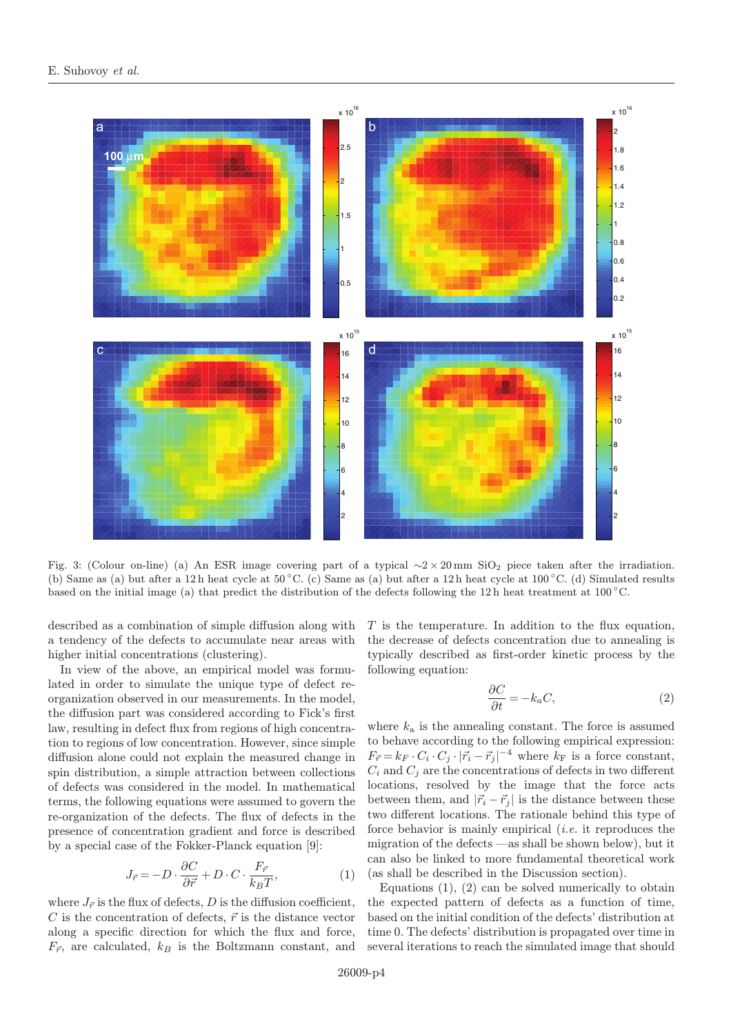Fig. 3: (Colour on-line) (a) An ESR image covering part of a typical $\sim 2 \times 20$ mm $SiO_2$ piece taken after the irradiation. (b) Same as (a) but after a 12 h heat cycle at 50 °C. (c) Same as (a) but after a 12 h heat cycle at 100 °C. (d) Simulated results based on the initial image (a) that predict the distribution of the defects following the 12 h heat treatment at 100 °C.

described as a combination of simple diffusion along with a tendency of the defects to accumulate near areas with higher initial concentrations (clustering).

In view of the above, an empirical model was formulated in order to simulate the unique type of defect re-organization observed in our measurements. In the model, the diffusion part was considered according to Fick's first law, resulting in defect flux from regions of high concentration to regions of low concentration. However, since simple diffusion alone could not explain the measured change in spin distribution, a simple attraction between collections of defects was considered in the model. In mathematical terms, the following equations were assumed to govern the re-organization of the defects. The flux of defects in the presence of concentration gradient and force is described by a special case of the Fokker-Planck equation [9]:

$$J_{\vec{r}} = -D \cdot \frac{\partial C}{\partial \vec{r}} + D \cdot C \cdot \frac{F_{\vec{r}}}{k_B T}, \tag{1}$$

where $J_{\vec{r}}$ is the flux of defects, $D$ is the diffusion coefficient, $C$ is the concentration of defects, $\vec{r}$ is the distance vector along a specific direction for which the flux and force, $F_{\vec{r}}$, are calculated, $k_B$ is the Boltzmann constant, and $T$ is the temperature. In addition to the flux equation, the decrease of defects concentration due to annealing is typically described as first-order kinetic process by the following equation:

$$\frac{\partial C}{\partial t} = -k_a C, \tag{2}$$

where $k_a$ is the annealing constant. The force is assumed to behave according to the following empirical expression: $F_{\vec{r}} = k_F \cdot C_i \cdot C_j \cdot |\vec{r}_i - \vec{r}_j|^{-4}$ where $k_F$ is a force constant, $C_i$ and $C_j$ are the concentrations of defects in two different locations, resolved by the image that the force acts between them, and $|\vec{r}_i - \vec{r}_j|$ is the distance between these two different locations. The rationale behind this type of force behavior is mainly empirical (*i.e.* it reproduces the migration of the defects —as shall be shown below), but it can also be linked to more fundamental theoretical work (as shall be described in the Discussion section).

Equations (1), (2) can be solved numerically to obtain the expected pattern of defects as a function of time, based on the initial condition of the defects' distribution at time 0. The defects' distribution is propagated over time in several iterations to reach the simulated image that should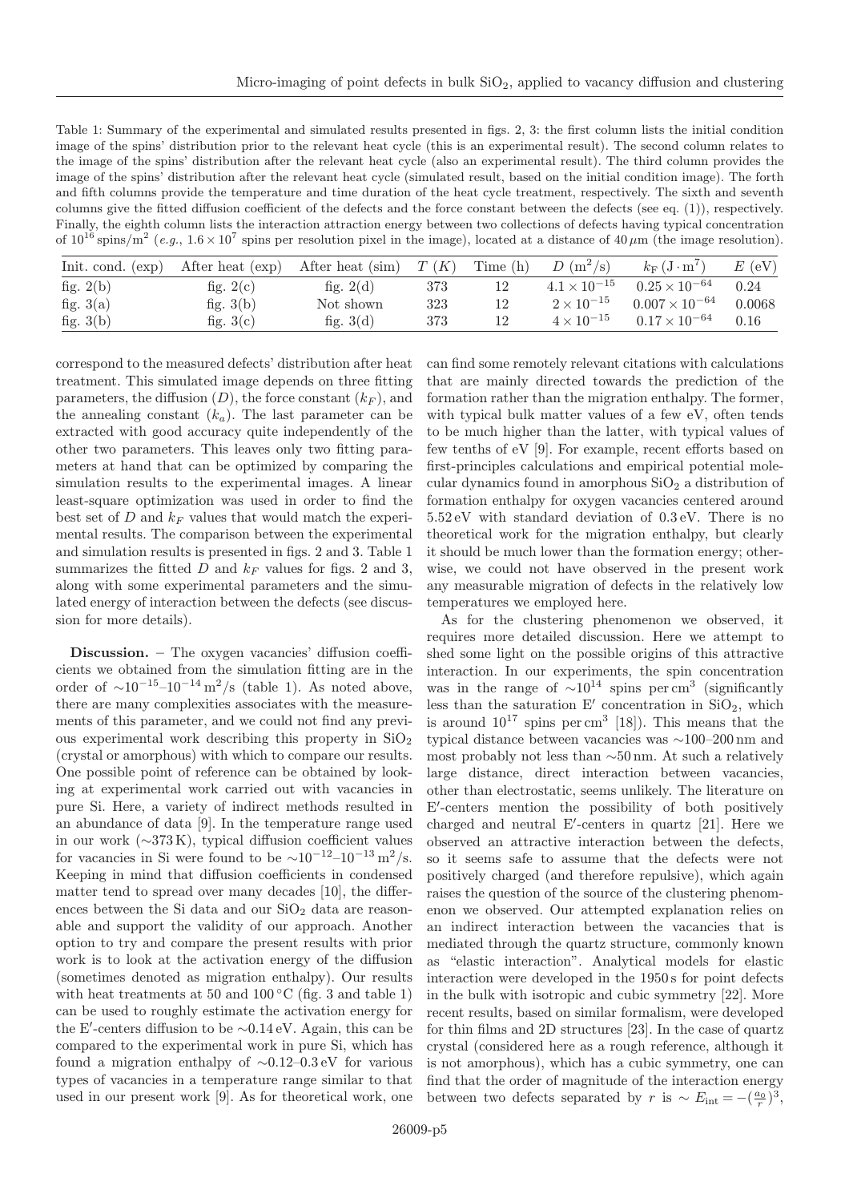Table 1: Summary of the experimental and simulated results presented in figs. 2, 3: the first column lists the initial condition image of the spins' distribution prior to the relevant heat cycle (this is an experimental result). The second column relates to the image of the spins' distribution after the relevant heat cycle (also an experimental result). The third column provides the image of the spins' distribution after the relevant heat cycle (simulated result, based on the initial condition image). The forth and fifth columns provide the temperature and time duration of the heat cycle treatment, respectively. The sixth and seventh columns give the fitted diffusion coefficient of the defects and the force constant between the defects (see eq. (1)), respectively. Finally, the eighth column lists the interaction attraction energy between two collections of defects having typical concentration of $10^{16}\,\mathrm{spins/m^2}$ (*e.g.*, $1.6\times10^7$ spins per resolution pixel in the image), located at a distance of $40\,\mu\mathrm{m}$ (the image resolution).

| Init. cond. (exp) | After heat (exp) | After heat (sim) | $T$ (K) | Time (h) | $D$ ($\mathrm{m^2/s}$) | $k_F$ ($\mathrm{J\cdot m^7}$) | $E$ (eV) |
|---|---|---|---|---|---|---|---|
| fig. 2(b) | fig. 2(c) | fig. 2(d) | 373 | 12 | $4.1\times10^{-15}$ | $0.25\times10^{-64}$ | 0.24 |
| fig. 3(a) | fig. 3(b) | Not shown | 323 | 12 | $2\times10^{-15}$ | $0.007\times10^{-64}$ | 0.0068 |
| fig. 3(b) | fig. 3(c) | fig. 3(d) | 373 | 12 | $4\times10^{-15}$ | $0.17\times10^{-64}$ | 0.16 |

correspond to the measured defects' distribution after heat treatment. This simulated image depends on three fitting parameters, the diffusion ($D$), the force constant ($k_F$), and the annealing constant ($k_a$). The last parameter can be extracted with good accuracy quite independently of the other two parameters. This leaves only two fitting parameters at hand that can be optimized by comparing the simulation results to the experimental images. A linear least-square optimization was used in order to find the best set of $D$ and $k_F$ values that would match the experimental results. The comparison between the experimental and simulation results is presented in figs. 2 and 3. Table 1 summarizes the fitted $D$ and $k_F$ values for figs. 2 and 3, along with some experimental parameters and the simulated energy of interaction between the defects (see discussion for more details).

**Discussion.** – The oxygen vacancies' diffusion coefficients we obtained from the simulation fitting are in the order of $\sim10^{-15}$–$10^{-14}\,\mathrm{m^2/s}$ (table 1). As noted above, there are many complexities associates with the measurements of this parameter, and we could not find any previous experimental work describing this property in $SiO_2$ (crystal or amorphous) with which to compare our results. One possible point of reference can be obtained by looking at experimental work carried out with vacancies in pure Si. Here, a variety of indirect methods resulted in an abundance of data [9]. In the temperature range used in our work ($\sim$373 K), typical diffusion coefficient values for vacancies in Si were found to be $\sim10^{-12}$–$10^{-13}\,\mathrm{m^2/s}$. Keeping in mind that diffusion coefficients in condensed matter tend to spread over many decades [10], the differences between the Si data and our $SiO_2$ data are reasonable and support the validity of our approach. Another option to try and compare the present results with prior work is to look at the activation energy of the diffusion (sometimes denoted as migration enthalpy). Our results with heat treatments at 50 and 100 °C (fig. 3 and table 1) can be used to roughly estimate the activation energy for the E′-centers diffusion to be $\sim$0.14 eV. Again, this can be compared to the experimental work in pure Si, which has found a migration enthalpy of $\sim$0.12–0.3 eV for various types of vacancies in a temperature range similar to that used in our present work [9]. As for theoretical work, one can find some remotely relevant citations with calculations that are mainly directed towards the prediction of the formation rather than the migration enthalpy. The former, with typical bulk matter values of a few eV, often tends to be much higher than the latter, with typical values of few tenths of eV [9]. For example, recent efforts based on first-principles calculations and empirical potential molecular dynamics found in amorphous $SiO_2$ a distribution of formation enthalpy for oxygen vacancies centered around 5.52 eV with standard deviation of 0.3 eV. There is no theoretical work for the migration enthalpy, but clearly it should be much lower than the formation energy; otherwise, we could not have observed in the present work any measurable migration of defects in the relatively low temperatures we employed here.

As for the clustering phenomenon we observed, it requires more detailed discussion. Here we attempt to shed some light on the possible origins of this attractive interaction. In our experiments, the spin concentration was in the range of $\sim10^{14}$ spins per $\mathrm{cm^3}$ (significantly less than the saturation E′ concentration in $SiO_2$, which is around $10^{17}$ spins per $\mathrm{cm^3}$ [18]). This means that the typical distance between vacancies was $\sim$100–200 nm and most probably not less than $\sim$50 nm. At such a relatively large distance, direct interaction between vacancies, other than electrostatic, seems unlikely. The literature on E′-centers mention the possibility of both positively charged and neutral E′-centers in quartz [21]. Here we observed an attractive interaction between the defects, so it seems safe to assume that the defects were not positively charged (and therefore repulsive), which again raises the question of the source of the clustering phenomenon we observed. Our attempted explanation relies on an indirect interaction between the vacancies that is mediated through the quartz structure, commonly known as "elastic interaction". Analytical models for elastic interaction were developed in the 1950 s for point defects in the bulk with isotropic and cubic symmetry [22]. More recent results, based on similar formalism, were developed for thin films and 2D structures [23]. In the case of quartz crystal (considered here as a rough reference, although it is not amorphous), which has a cubic symmetry, one can find that the order of magnitude of the interaction energy between two defects separated by $r$ is $\sim E_{\mathrm{int}} = -(\frac{a_0}{r})^3$,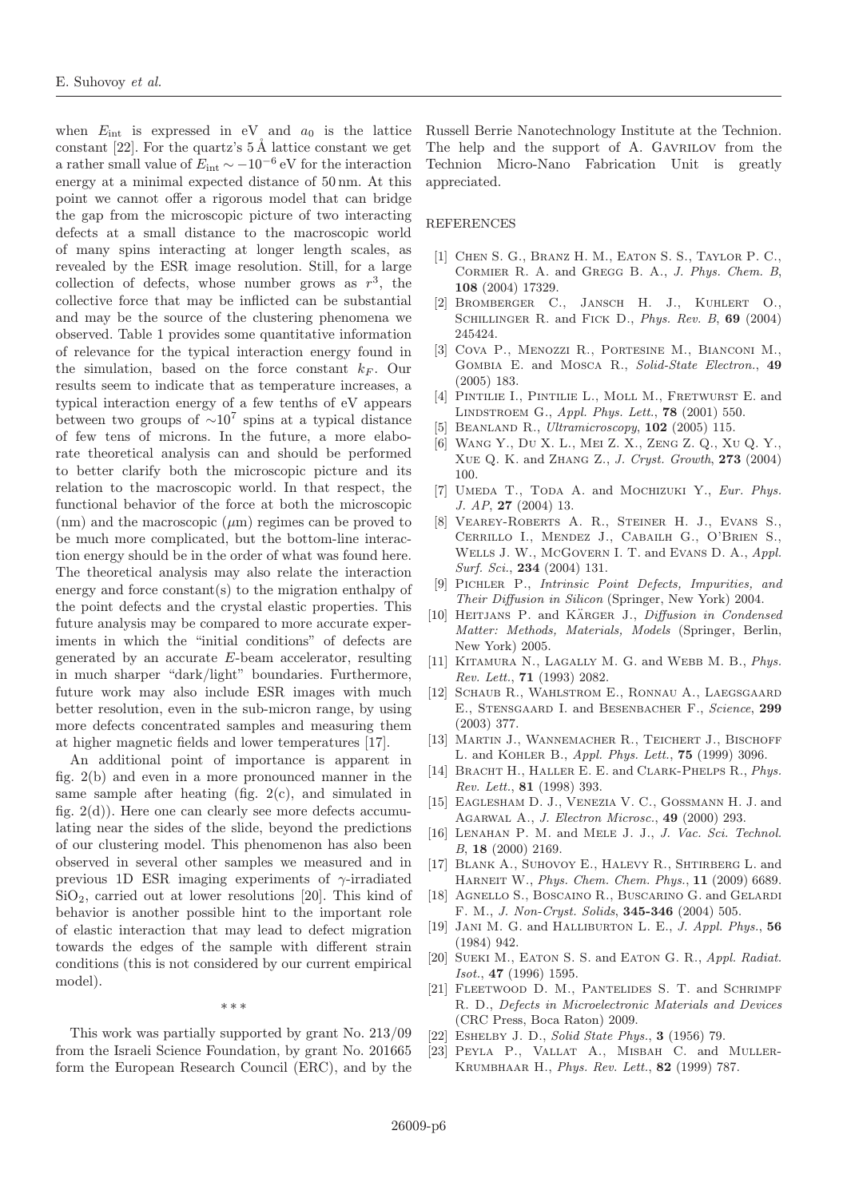when $E_{\mathrm{int}}$ is expressed in eV and $a_0$ is the lattice constant [22]. For the quartz's 5 Å lattice constant we get a rather small value of $E_{\mathrm{int}} \sim -10^{-6}$ eV for the interaction energy at a minimal expected distance of 50 nm. At this point we cannot offer a rigorous model that can bridge the gap from the microscopic picture of two interacting defects at a small distance to the macroscopic world of many spins interacting at longer length scales, as revealed by the ESR image resolution. Still, for a large collection of defects, whose number grows as $r^3$, the collective force that may be inflicted can be substantial and may be the source of the clustering phenomena we observed. Table 1 provides some quantitative information of relevance for the typical interaction energy found in the simulation, based on the force constant $k_F$. Our results seem to indicate that as temperature increases, a typical interaction energy of a few tenths of eV appears between two groups of $\sim 10^7$ spins at a typical distance of few tens of microns. In the future, a more elaborate theoretical analysis can and should be performed to better clarify both the microscopic picture and its relation to the macroscopic world. In that respect, the functional behavior of the force at both the microscopic (nm) and the macroscopic ($\mu$m) regimes can be proved to be much more complicated, but the bottom-line interaction energy should be in the order of what was found here. The theoretical analysis may also relate the interaction energy and force constant(s) to the migration enthalpy of the point defects and the crystal elastic properties. This future analysis may be compared to more accurate experiments in which the "initial conditions" of defects are generated by an accurate $E$-beam accelerator, resulting in much sharper "dark/light" boundaries. Furthermore, future work may also include ESR images with much better resolution, even in the sub-micron range, by using more defects concentrated samples and measuring them at higher magnetic fields and lower temperatures [17].

An additional point of importance is apparent in fig. 2(b) and even in a more pronounced manner in the same sample after heating (fig. 2(c), and simulated in fig. 2(d)). Here one can clearly see more defects accumulating near the sides of the slide, beyond the predictions of our clustering model. This phenomenon has also been observed in several other samples we measured and in previous 1D ESR imaging experiments of $\gamma$-irradiated $SiO_2$, carried out at lower resolutions [20]. This kind of behavior is another possible hint to the important role of elastic interaction that may lead to defect migration towards the edges of the sample with different strain conditions (this is not considered by our current empirical model).

\* \* \*

This work was partially supported by grant No. 213/09 from the Israeli Science Foundation, by grant No. 201665 form the European Research Council (ERC), and by the Russell Berrie Nanotechnology Institute at the Technion. The help and the support of A. Gavrilov from the Technion Micro-Nano Fabrication Unit is greatly appreciated.

## REFERENCES

[1] Chen S. G., Branz H. M., Eaton S. S., Taylor P. C., Cormier R. A. and Gregg B. A., *J. Phys. Chem. B*, **108** (2004) 17329.

[2] Bromberger C., Jansch H. J., Kuhlert O., Schillinger R. and Fick D., *Phys. Rev. B*, **69** (2004) 245424.

[3] Cova P., Menozzi R., Portesine M., Bianconi M., Gombia E. and Mosca R., *Solid-State Electron.*, **49** (2005) 183.

[4] Pintilie I., Pintilie L., Moll M., Fretwurst E. and Lindstroem G., *Appl. Phys. Lett.*, **78** (2001) 550.

[5] Beanland R., *Ultramicroscopy*, **102** (2005) 115.

[6] Wang Y., Du X. L., Mei Z. X., Zeng Z. Q., Xu Q. Y., Xue Q. K. and Zhang Z., *J. Cryst. Growth*, **273** (2004) 100.

[7] Umeda T., Toda A. and Mochizuki Y., *Eur. Phys. J. AP*, **27** (2004) 13.

[8] Vearey-Roberts A. R., Steiner H. J., Evans S., Cerrillo I., Mendez J., Cabailh G., O'Brien S., Wells J. W., McGovern I. T. and Evans D. A., *Appl. Surf. Sci.*, **234** (2004) 131.

[9] Pichler P., *Intrinsic Point Defects, Impurities, and Their Diffusion in Silicon* (Springer, New York) 2004.

[10] Heitjans P. and Kärger J., *Diffusion in Condensed Matter: Methods, Materials, Models* (Springer, Berlin, New York) 2005.

[11] Kitamura N., Lagally M. G. and Webb M. B., *Phys. Rev. Lett.*, **71** (1993) 2082.

[12] Schaub R., Wahlstrom E., Ronnau A., Laegsgaard E., Stensgaard I. and Besenbacher F., *Science*, **299** (2003) 377.

[13] Martin J., Wannemacher R., Teichert J., Bischoff L. and Kohler B., *Appl. Phys. Lett.*, **75** (1999) 3096.

[14] Bracht H., Haller E. E. and Clark-Phelps R., *Phys. Rev. Lett.*, **81** (1998) 393.

[15] Eaglesham D. J., Venezia V. C., Gossmann H. J. and Agarwal A., *J. Electron Microsc.*, **49** (2000) 293.

[16] Lenahan P. M. and Mele J. J., *J. Vac. Sci. Technol. B*, **18** (2000) 2169.

[17] Blank A., Suhovoy E., Halevy R., Shtirberg L. and Harneit W., *Phys. Chem. Chem. Phys.*, **11** (2009) 6689.

[18] Agnello S., Boscaino R., Buscarino G. and Gelardi F. M., *J. Non-Cryst. Solids*, **345-346** (2004) 505.

[19] Jani M. G. and Halliburton L. E., *J. Appl. Phys.*, **56** (1984) 942.

[20] Sueki M., Eaton S. S. and Eaton G. R., *Appl. Radiat. Isot.*, **47** (1996) 1595.

[21] Fleetwood D. M., Pantelides S. T. and Schrimpf R. D., *Defects in Microelectronic Materials and Devices* (CRC Press, Boca Raton) 2009.

[22] Eshelby J. D., *Solid State Phys.*, **3** (1956) 79.

[23] Peyla P., Vallat A., Misbah C. and Muller-Krumbhaar H., *Phys. Rev. Lett.*, **82** (1999) 787.